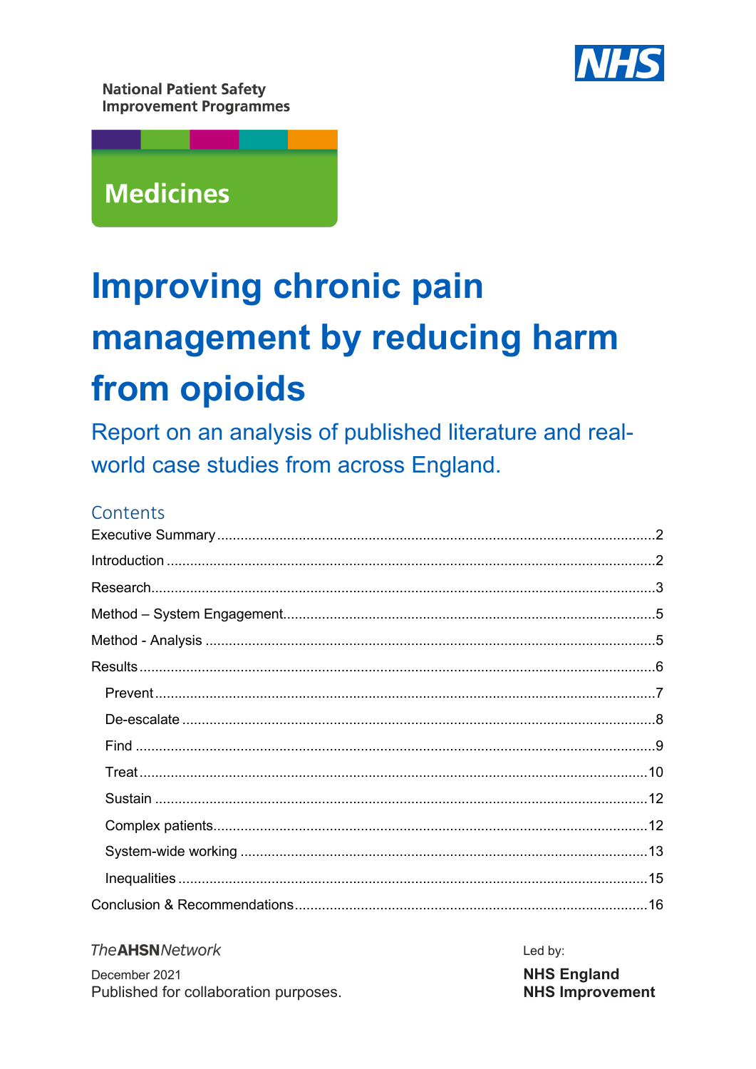National Patient Safety
Improvement Programmes

Medicines

# Improving chronic pain management by reducing harm from opioids

## Report on an analysis of published literature and real-world case studies from across England.

### Contents

- Executive Summary ....................... 2
- Introduction ....................... 2
- Research ....................... 3
- Method – System Engagement ....................... 5
- Method - Analysis ....................... 5
- Results ....................... 6
  - Prevent ....................... 7
  - De-escalate ....................... 8
  - Find ....................... 9
  - Treat ....................... 10
  - Sustain ....................... 12
  - Complex patients ....................... 12
  - System-wide working ....................... 13
  - Inequalities ....................... 15
- Conclusion & Recommendations ....................... 16

The AHSN Network

December 2021
Published for collaboration purposes.

Led by:

**NHS England**
**NHS Improvement**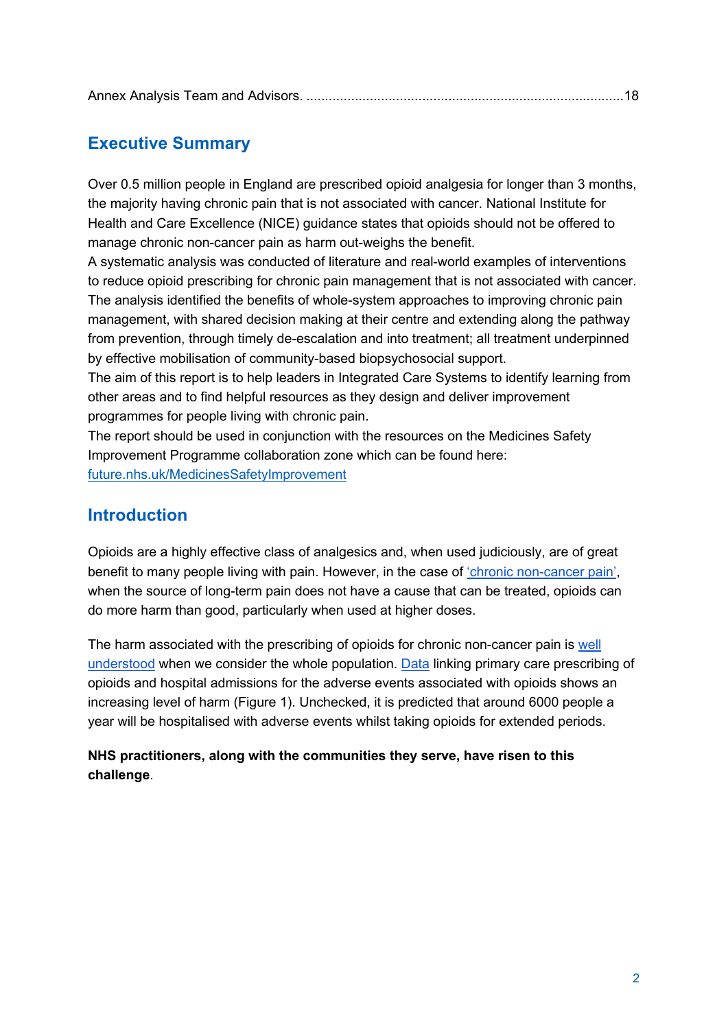Annex Analysis Team and Advisors. ....................................................................................18

## Executive Summary

Over 0.5 million people in England are prescribed opioid analgesia for longer than 3 months, the majority having chronic pain that is not associated with cancer. National Institute for Health and Care Excellence (NICE) guidance states that opioids should not be offered to manage chronic non-cancer pain as harm out-weighs the benefit.

A systematic analysis was conducted of literature and real-world examples of interventions to reduce opioid prescribing for chronic pain management that is not associated with cancer. The analysis identified the benefits of whole-system approaches to improving chronic pain management, with shared decision making at their centre and extending along the pathway from prevention, through timely de-escalation and into treatment; all treatment underpinned by effective mobilisation of community-based biopsychosocial support.

The aim of this report is to help leaders in Integrated Care Systems to identify learning from other areas and to find helpful resources as they design and deliver improvement programmes for people living with chronic pain.

The report should be used in conjunction with the resources on the Medicines Safety Improvement Programme collaboration zone which can be found here: future.nhs.uk/MedicinesSafetyImprovement

## Introduction

Opioids are a highly effective class of analgesics and, when used judiciously, are of great benefit to many people living with pain. However, in the case of 'chronic non-cancer pain', when the source of long-term pain does not have a cause that can be treated, opioids can do more harm than good, particularly when used at higher doses.

The harm associated with the prescribing of opioids for chronic non-cancer pain is well understood when we consider the whole population. Data linking primary care prescribing of opioids and hospital admissions for the adverse events associated with opioids shows an increasing level of harm (Figure 1). Unchecked, it is predicted that around 6000 people a year will be hospitalised with adverse events whilst taking opioids for extended periods.

**NHS practitioners, along with the communities they serve, have risen to this challenge**.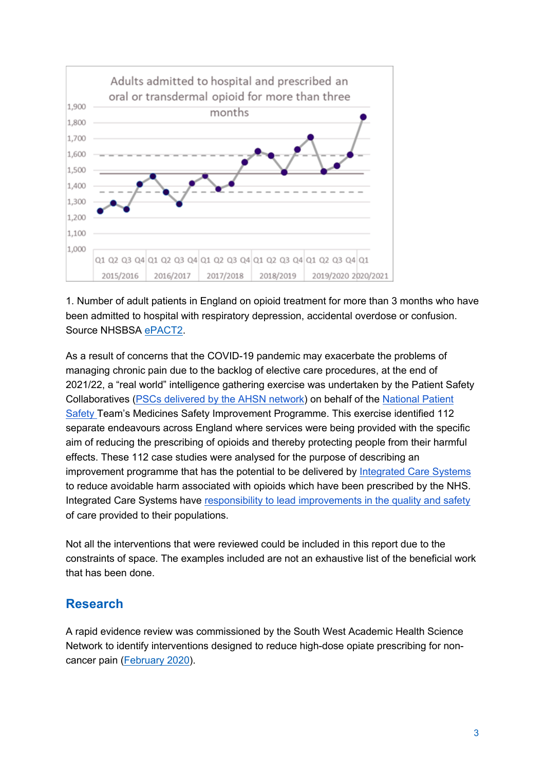Adults admitted to hospital and prescribed an oral or transdermal opioid for more than three months

1,900
1,800
1,700
1,600
1,500
1,400
1,300
1,200
1,100
1,000

Q1 Q2 Q3 Q4 Q1 Q2 Q3 Q4 Q1 Q2 Q3 Q4 Q1 Q2 Q3 Q4 Q1 Q2 Q3 Q4 Q1

2015/2016 2016/2017 2017/2018 2018/2019 2019/2020 2020/2021

1. Number of adult patients in England on opioid treatment for more than 3 months who have been admitted to hospital with respiratory depression, accidental overdose or confusion. Source NHSBSA ePACT2.

As a result of concerns that the COVID-19 pandemic may exacerbate the problems of managing chronic pain due to the backlog of elective care procedures, at the end of 2021/22, a "real world" intelligence gathering exercise was undertaken by the Patient Safety Collaboratives (PSCs delivered by the AHSN network) on behalf of the National Patient Safety Team's Medicines Safety Improvement Programme. This exercise identified 112 separate endeavours across England where services were being provided with the specific aim of reducing the prescribing of opioids and thereby protecting people from their harmful effects. These 112 case studies were analysed for the purpose of describing an improvement programme that has the potential to be delivered by Integrated Care Systems to reduce avoidable harm associated with opioids which have been prescribed by the NHS. Integrated Care Systems have responsibility to lead improvements in the quality and safety of care provided to their populations.

Not all the interventions that were reviewed could be included in this report due to the constraints of space. The examples included are not an exhaustive list of the beneficial work that has been done.

## Research

A rapid evidence review was commissioned by the South West Academic Health Science Network to identify interventions designed to reduce high-dose opiate prescribing for non-cancer pain (February 2020).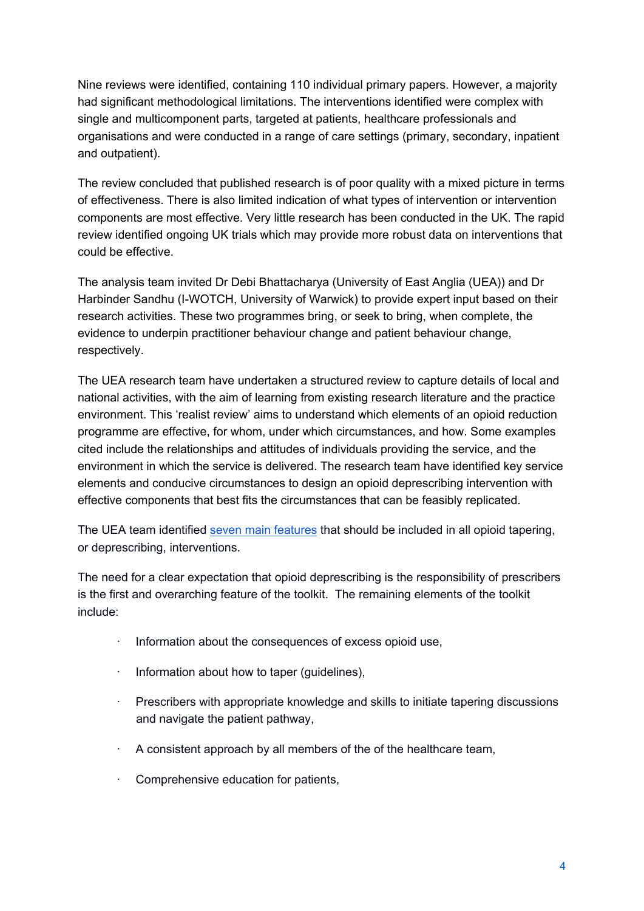Nine reviews were identified, containing 110 individual primary papers. However, a majority had significant methodological limitations. The interventions identified were complex with single and multicomponent parts, targeted at patients, healthcare professionals and organisations and were conducted in a range of care settings (primary, secondary, inpatient and outpatient).

The review concluded that published research is of poor quality with a mixed picture in terms of effectiveness. There is also limited indication of what types of intervention or intervention components are most effective. Very little research has been conducted in the UK. The rapid review identified ongoing UK trials which may provide more robust data on interventions that could be effective.

The analysis team invited Dr Debi Bhattacharya (University of East Anglia (UEA)) and Dr Harbinder Sandhu (I-WOTCH, University of Warwick) to provide expert input based on their research activities. These two programmes bring, or seek to bring, when complete, the evidence to underpin practitioner behaviour change and patient behaviour change, respectively.

The UEA research team have undertaken a structured review to capture details of local and national activities, with the aim of learning from existing research literature and the practice environment. This 'realist review' aims to understand which elements of an opioid reduction programme are effective, for whom, under which circumstances, and how. Some examples cited include the relationships and attitudes of individuals providing the service, and the environment in which the service is delivered. The research team have identified key service elements and conducive circumstances to design an opioid deprescribing intervention with effective components that best fits the circumstances that can be feasibly replicated.

The UEA team identified [seven main features] that should be included in all opioid tapering, or deprescribing, interventions.

The need for a clear expectation that opioid deprescribing is the responsibility of prescribers is the first and overarching feature of the toolkit. The remaining elements of the toolkit include:

- Information about the consequences of excess opioid use,
- Information about how to taper (guidelines),
- Prescribers with appropriate knowledge and skills to initiate tapering discussions and navigate the patient pathway,
- A consistent approach by all members of the of the healthcare team,
- Comprehensive education for patients,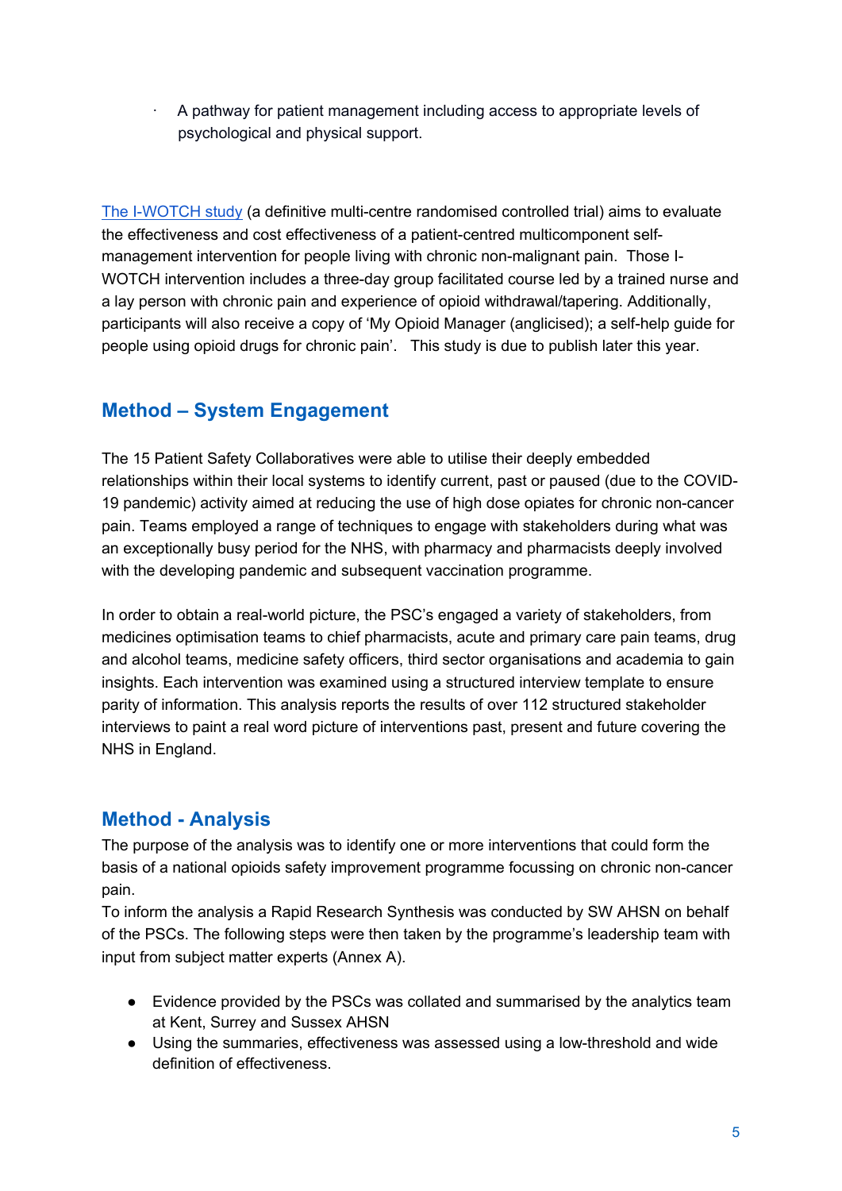- A pathway for patient management including access to appropriate levels of psychological and physical support.

[The I-WOTCH study] (a definitive multi-centre randomised controlled trial) aims to evaluate the effectiveness and cost effectiveness of a patient-centred multicomponent self-management intervention for people living with chronic non-malignant pain. Those I-WOTCH intervention includes a three-day group facilitated course led by a trained nurse and a lay person with chronic pain and experience of opioid withdrawal/tapering. Additionally, participants will also receive a copy of 'My Opioid Manager (anglicised); a self-help guide for people using opioid drugs for chronic pain'. This study is due to publish later this year.

## Method – System Engagement

The 15 Patient Safety Collaboratives were able to utilise their deeply embedded relationships within their local systems to identify current, past or paused (due to the COVID-19 pandemic) activity aimed at reducing the use of high dose opiates for chronic non-cancer pain. Teams employed a range of techniques to engage with stakeholders during what was an exceptionally busy period for the NHS, with pharmacy and pharmacists deeply involved with the developing pandemic and subsequent vaccination programme.

In order to obtain a real-world picture, the PSC's engaged a variety of stakeholders, from medicines optimisation teams to chief pharmacists, acute and primary care pain teams, drug and alcohol teams, medicine safety officers, third sector organisations and academia to gain insights. Each intervention was examined using a structured interview template to ensure parity of information. This analysis reports the results of over 112 structured stakeholder interviews to paint a real word picture of interventions past, present and future covering the NHS in England.

## Method - Analysis

The purpose of the analysis was to identify one or more interventions that could form the basis of a national opioids safety improvement programme focussing on chronic non-cancer pain.

To inform the analysis a Rapid Research Synthesis was conducted by SW AHSN on behalf of the PSCs. The following steps were then taken by the programme's leadership team with input from subject matter experts (Annex A).

- Evidence provided by the PSCs was collated and summarised by the analytics team at Kent, Surrey and Sussex AHSN
- Using the summaries, effectiveness was assessed using a low-threshold and wide definition of effectiveness.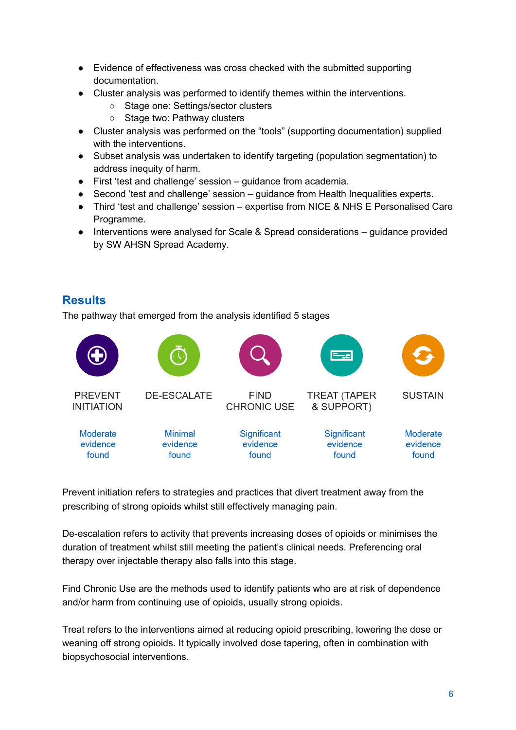- Evidence of effectiveness was cross checked with the submitted supporting documentation.
- Cluster analysis was performed to identify themes within the interventions.
    - Stage one: Settings/sector clusters
    - Stage two: Pathway clusters
- Cluster analysis was performed on the "tools" (supporting documentation) supplied with the interventions.
- Subset analysis was undertaken to identify targeting (population segmentation) to address inequity of harm.
- First 'test and challenge' session – guidance from academia.
- Second 'test and challenge' session – guidance from Health Inequalities experts.
- Third 'test and challenge' session – expertise from NICE & NHS E Personalised Care Programme.
- Interventions were analysed for Scale & Spread considerations – guidance provided by SW AHSN Spread Academy.

## Results

The pathway that emerged from the analysis identified 5 stages

PREVENT INITIATION
Moderate evidence found

DE-ESCALATE
Minimal evidence found

FIND CHRONIC USE
Significant evidence found

TREAT (TAPER & SUPPORT)
Significant evidence found

SUSTAIN
Moderate evidence found

Prevent initiation refers to strategies and practices that divert treatment away from the prescribing of strong opioids whilst still effectively managing pain.

De-escalation refers to activity that prevents increasing doses of opioids or minimises the duration of treatment whilst still meeting the patient's clinical needs. Preferencing oral therapy over injectable therapy also falls into this stage.

Find Chronic Use are the methods used to identify patients who are at risk of dependence and/or harm from continuing use of opioids, usually strong opioids.

Treat refers to the interventions aimed at reducing opioid prescribing, lowering the dose or weaning off strong opioids. It typically involved dose tapering, often in combination with biopsychosocial interventions.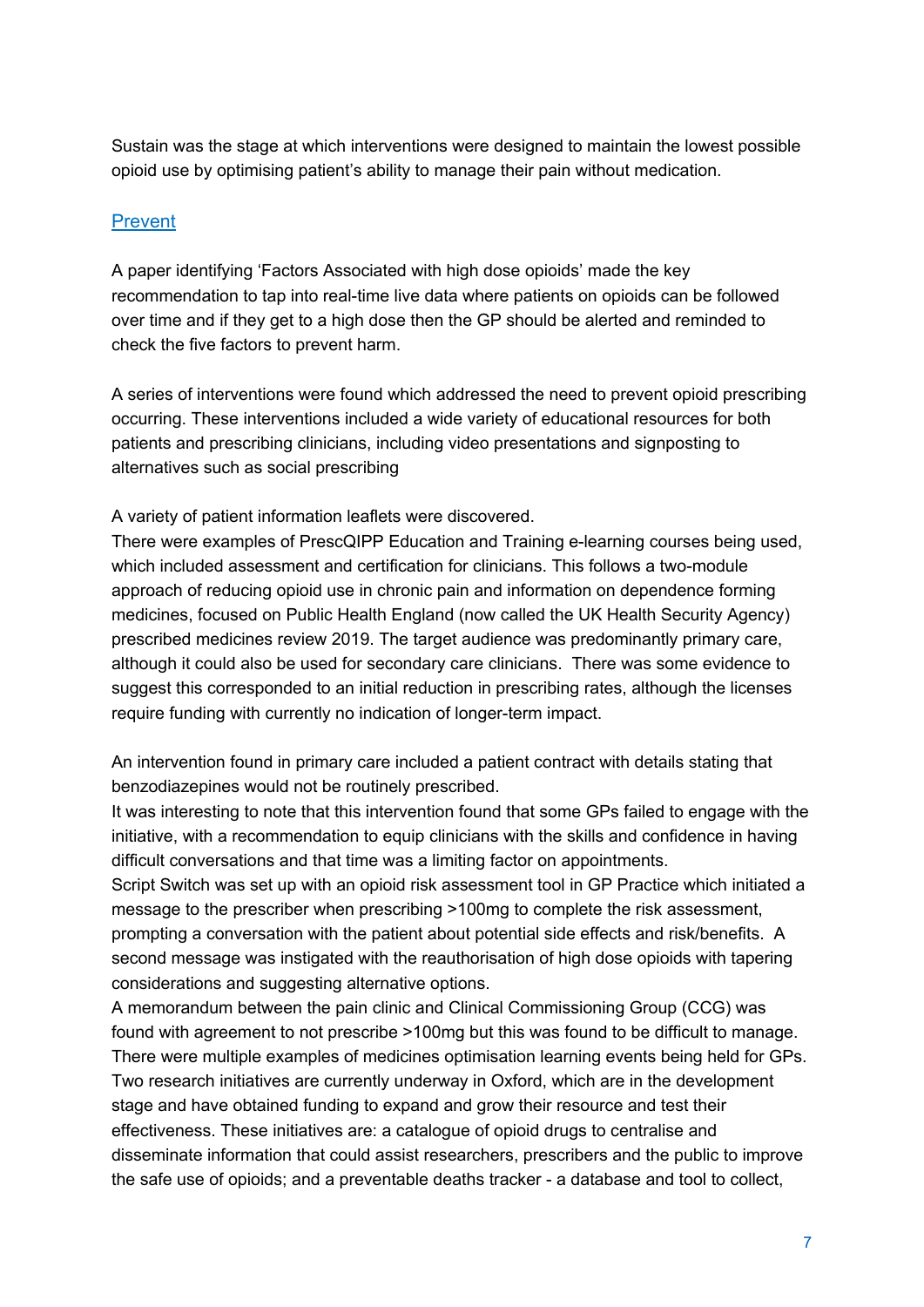Sustain was the stage at which interventions were designed to maintain the lowest possible opioid use by optimising patient's ability to manage their pain without medication.

## Prevent

A paper identifying 'Factors Associated with high dose opioids' made the key recommendation to tap into real-time live data where patients on opioids can be followed over time and if they get to a high dose then the GP should be alerted and reminded to check the five factors to prevent harm.

A series of interventions were found which addressed the need to prevent opioid prescribing occurring. These interventions included a wide variety of educational resources for both patients and prescribing clinicians, including video presentations and signposting to alternatives such as social prescribing

A variety of patient information leaflets were discovered.
There were examples of PrescQIPP Education and Training e-learning courses being used, which included assessment and certification for clinicians. This follows a two-module approach of reducing opioid use in chronic pain and information on dependence forming medicines, focused on Public Health England (now called the UK Health Security Agency) prescribed medicines review 2019. The target audience was predominantly primary care, although it could also be used for secondary care clinicians. There was some evidence to suggest this corresponded to an initial reduction in prescribing rates, although the licenses require funding with currently no indication of longer-term impact.

An intervention found in primary care included a patient contract with details stating that benzodiazepines would not be routinely prescribed.
It was interesting to note that this intervention found that some GPs failed to engage with the initiative, with a recommendation to equip clinicians with the skills and confidence in having difficult conversations and that time was a limiting factor on appointments.
Script Switch was set up with an opioid risk assessment tool in GP Practice which initiated a message to the prescriber when prescribing >100mg to complete the risk assessment, prompting a conversation with the patient about potential side effects and risk/benefits. A second message was instigated with the reauthorisation of high dose opioids with tapering considerations and suggesting alternative options.
A memorandum between the pain clinic and Clinical Commissioning Group (CCG) was found with agreement to not prescribe >100mg but this was found to be difficult to manage.
There were multiple examples of medicines optimisation learning events being held for GPs.
Two research initiatives are currently underway in Oxford, which are in the development stage and have obtained funding to expand and grow their resource and test their effectiveness. These initiatives are: a catalogue of opioid drugs to centralise and disseminate information that could assist researchers, prescribers and the public to improve the safe use of opioids; and a preventable deaths tracker - a database and tool to collect,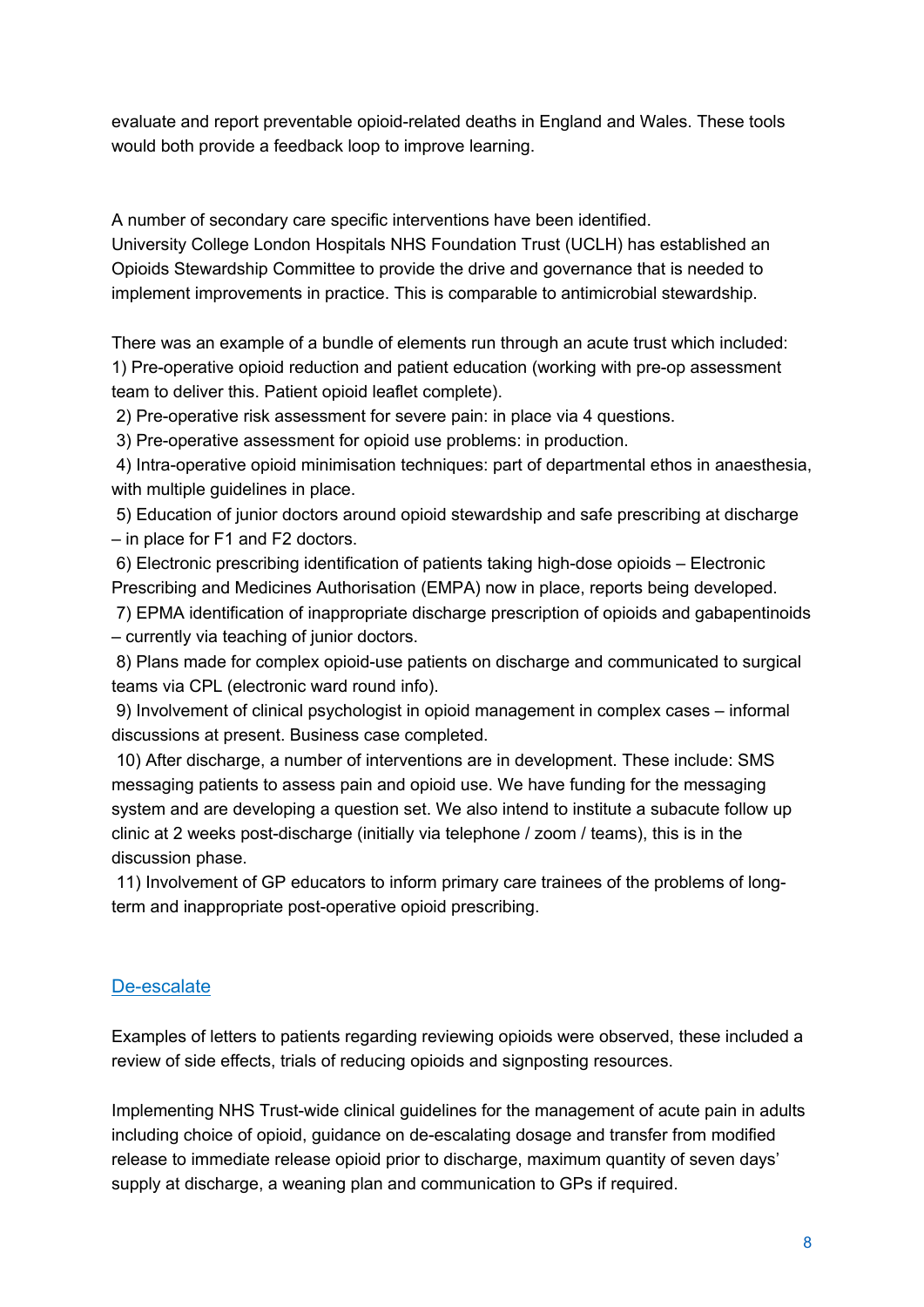evaluate and report preventable opioid-related deaths in England and Wales. These tools would both provide a feedback loop to improve learning.

A number of secondary care specific interventions have been identified.
University College London Hospitals NHS Foundation Trust (UCLH) has established an Opioids Stewardship Committee to provide the drive and governance that is needed to implement improvements in practice. This is comparable to antimicrobial stewardship.

There was an example of a bundle of elements run through an acute trust which included:
1) Pre-operative opioid reduction and patient education (working with pre-op assessment team to deliver this. Patient opioid leaflet complete).
2) Pre-operative risk assessment for severe pain: in place via 4 questions.
3) Pre-operative assessment for opioid use problems: in production.
4) Intra-operative opioid minimisation techniques: part of departmental ethos in anaesthesia, with multiple guidelines in place.
5) Education of junior doctors around opioid stewardship and safe prescribing at discharge – in place for F1 and F2 doctors.
6) Electronic prescribing identification of patients taking high-dose opioids – Electronic Prescribing and Medicines Authorisation (EMPA) now in place, reports being developed.
7) EPMA identification of inappropriate discharge prescription of opioids and gabapentinoids – currently via teaching of junior doctors.
8) Plans made for complex opioid-use patients on discharge and communicated to surgical teams via CPL (electronic ward round info).
9) Involvement of clinical psychologist in opioid management in complex cases – informal discussions at present. Business case completed.
10) After discharge, a number of interventions are in development. These include: SMS messaging patients to assess pain and opioid use. We have funding for the messaging system and are developing a question set. We also intend to institute a subacute follow up clinic at 2 weeks post-discharge (initially via telephone / zoom / teams), this is in the discussion phase.
11) Involvement of GP educators to inform primary care trainees of the problems of long-term and inappropriate post-operative opioid prescribing.

## De-escalate

Examples of letters to patients regarding reviewing opioids were observed, these included a review of side effects, trials of reducing opioids and signposting resources.

Implementing NHS Trust-wide clinical guidelines for the management of acute pain in adults including choice of opioid, guidance on de-escalating dosage and transfer from modified release to immediate release opioid prior to discharge, maximum quantity of seven days' supply at discharge, a weaning plan and communication to GPs if required.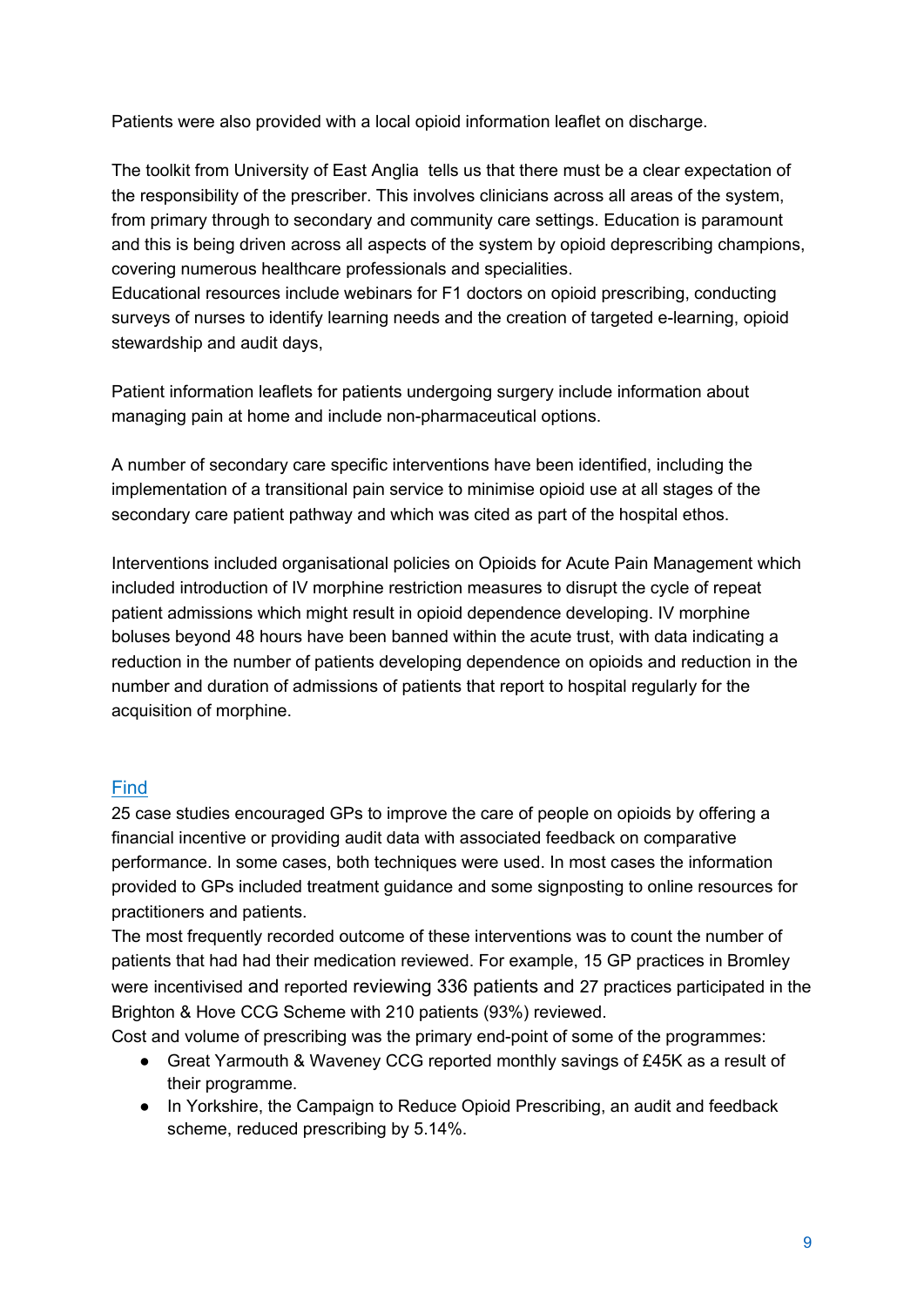Patients were also provided with a local opioid information leaflet on discharge.

The toolkit from University of East Anglia tells us that there must be a clear expectation of the responsibility of the prescriber. This involves clinicians across all areas of the system, from primary through to secondary and community care settings. Education is paramount and this is being driven across all aspects of the system by opioid deprescribing champions, covering numerous healthcare professionals and specialities.
Educational resources include webinars for F1 doctors on opioid prescribing, conducting surveys of nurses to identify learning needs and the creation of targeted e-learning, opioid stewardship and audit days,

Patient information leaflets for patients undergoing surgery include information about managing pain at home and include non-pharmaceutical options.

A number of secondary care specific interventions have been identified, including the implementation of a transitional pain service to minimise opioid use at all stages of the secondary care patient pathway and which was cited as part of the hospital ethos.

Interventions included organisational policies on Opioids for Acute Pain Management which included introduction of IV morphine restriction measures to disrupt the cycle of repeat patient admissions which might result in opioid dependence developing. IV morphine boluses beyond 48 hours have been banned within the acute trust, with data indicating a reduction in the number of patients developing dependence on opioids and reduction in the number and duration of admissions of patients that report to hospital regularly for the acquisition of morphine.

## Find

25 case studies encouraged GPs to improve the care of people on opioids by offering a financial incentive or providing audit data with associated feedback on comparative performance. In some cases, both techniques were used. In most cases the information provided to GPs included treatment guidance and some signposting to online resources for practitioners and patients.
The most frequently recorded outcome of these interventions was to count the number of patients that had had their medication reviewed. For example, 15 GP practices in Bromley were incentivised and reported reviewing 336 patients and 27 practices participated in the Brighton & Hove CCG Scheme with 210 patients (93%) reviewed.
Cost and volume of prescribing was the primary end-point of some of the programmes:

- Great Yarmouth & Waveney CCG reported monthly savings of £45K as a result of their programme.
- In Yorkshire, the Campaign to Reduce Opioid Prescribing, an audit and feedback scheme, reduced prescribing by 5.14%.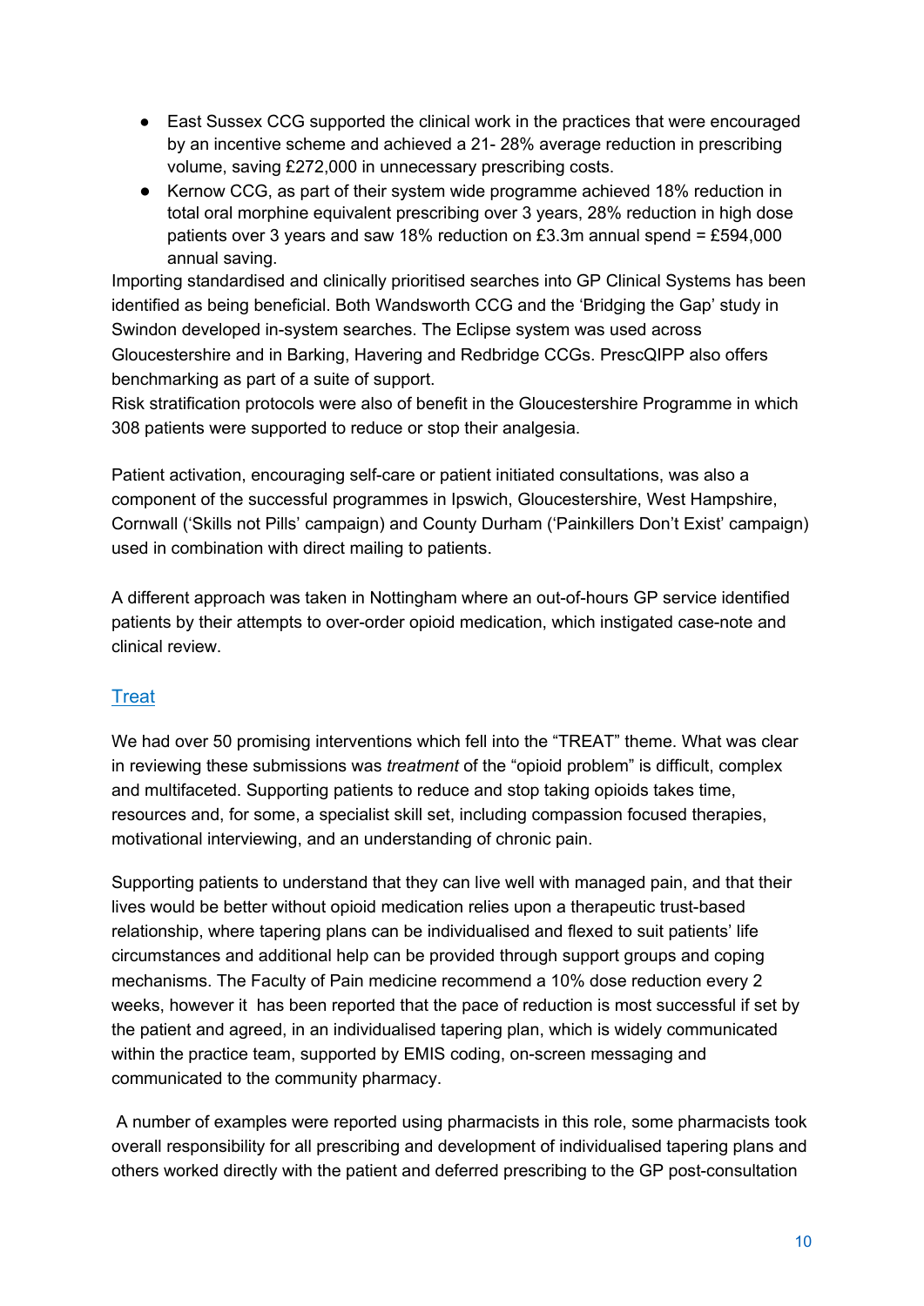- East Sussex CCG supported the clinical work in the practices that were encouraged by an incentive scheme and achieved a 21- 28% average reduction in prescribing volume, saving £272,000 in unnecessary prescribing costs.
- Kernow CCG, as part of their system wide programme achieved 18% reduction in total oral morphine equivalent prescribing over 3 years, 28% reduction in high dose patients over 3 years and saw 18% reduction on £3.3m annual spend = £594,000 annual saving.

Importing standardised and clinically prioritised searches into GP Clinical Systems has been identified as being beneficial. Both Wandsworth CCG and the 'Bridging the Gap' study in Swindon developed in-system searches. The Eclipse system was used across Gloucestershire and in Barking, Havering and Redbridge CCGs. PrescQIPP also offers benchmarking as part of a suite of support.

Risk stratification protocols were also of benefit in the Gloucestershire Programme in which 308 patients were supported to reduce or stop their analgesia.

Patient activation, encouraging self-care or patient initiated consultations, was also a component of the successful programmes in Ipswich, Gloucestershire, West Hampshire, Cornwall ('Skills not Pills' campaign) and County Durham ('Painkillers Don't Exist' campaign) used in combination with direct mailing to patients.

A different approach was taken in Nottingham where an out-of-hours GP service identified patients by their attempts to over-order opioid medication, which instigated case-note and clinical review.

## Treat

We had over 50 promising interventions which fell into the "TREAT" theme. What was clear in reviewing these submissions was *treatment* of the "opioid problem" is difficult, complex and multifaceted. Supporting patients to reduce and stop taking opioids takes time, resources and, for some, a specialist skill set, including compassion focused therapies, motivational interviewing, and an understanding of chronic pain.

Supporting patients to understand that they can live well with managed pain, and that their lives would be better without opioid medication relies upon a therapeutic trust-based relationship, where tapering plans can be individualised and flexed to suit patients' life circumstances and additional help can be provided through support groups and coping mechanisms. The Faculty of Pain medicine recommend a 10% dose reduction every 2 weeks, however it has been reported that the pace of reduction is most successful if set by the patient and agreed, in an individualised tapering plan, which is widely communicated within the practice team, supported by EMIS coding, on-screen messaging and communicated to the community pharmacy.

A number of examples were reported using pharmacists in this role, some pharmacists took overall responsibility for all prescribing and development of individualised tapering plans and others worked directly with the patient and deferred prescribing to the GP post-consultation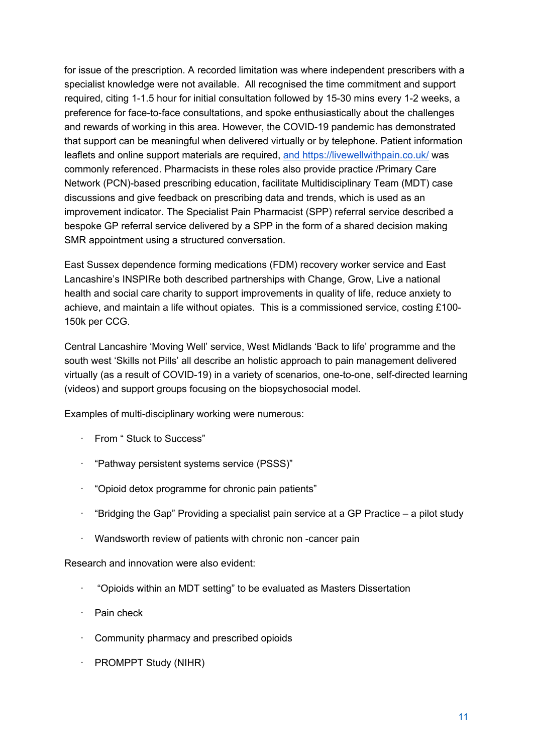for issue of the prescription. A recorded limitation was where independent prescribers with a specialist knowledge were not available. All recognised the time commitment and support required, citing 1-1.5 hour for initial consultation followed by 15-30 mins every 1-2 weeks, a preference for face-to-face consultations, and spoke enthusiastically about the challenges and rewards of working in this area. However, the COVID-19 pandemic has demonstrated that support can be meaningful when delivered virtually or by telephone. Patient information leaflets and online support materials are required, [and https://livewellwithpain.co.uk/](https://livewellwithpain.co.uk/) was commonly referenced. Pharmacists in these roles also provide practice /Primary Care Network (PCN)-based prescribing education, facilitate Multidisciplinary Team (MDT) case discussions and give feedback on prescribing data and trends, which is used as an improvement indicator. The Specialist Pain Pharmacist (SPP) referral service described a bespoke GP referral service delivered by a SPP in the form of a shared decision making SMR appointment using a structured conversation.

East Sussex dependence forming medications (FDM) recovery worker service and East Lancashire's INSPIRe both described partnerships with Change, Grow, Live a national health and social care charity to support improvements in quality of life, reduce anxiety to achieve, and maintain a life without opiates. This is a commissioned service, costing £100-150k per CCG.

Central Lancashire 'Moving Well' service, West Midlands 'Back to life' programme and the south west 'Skills not Pills' all describe an holistic approach to pain management delivered virtually (as a result of COVID-19) in a variety of scenarios, one-to-one, self-directed learning (videos) and support groups focusing on the biopsychosocial model.

Examples of multi-disciplinary working were numerous:

- From " Stuck to Success"
- "Pathway persistent systems service (PSSS)"
- "Opioid detox programme for chronic pain patients"
- "Bridging the Gap" Providing a specialist pain service at a GP Practice – a pilot study
- Wandsworth review of patients with chronic non -cancer pain

Research and innovation were also evident:

- "Opioids within an MDT setting" to be evaluated as Masters Dissertation
- Pain check
- Community pharmacy and prescribed opioids
- PROMPPT Study (NIHR)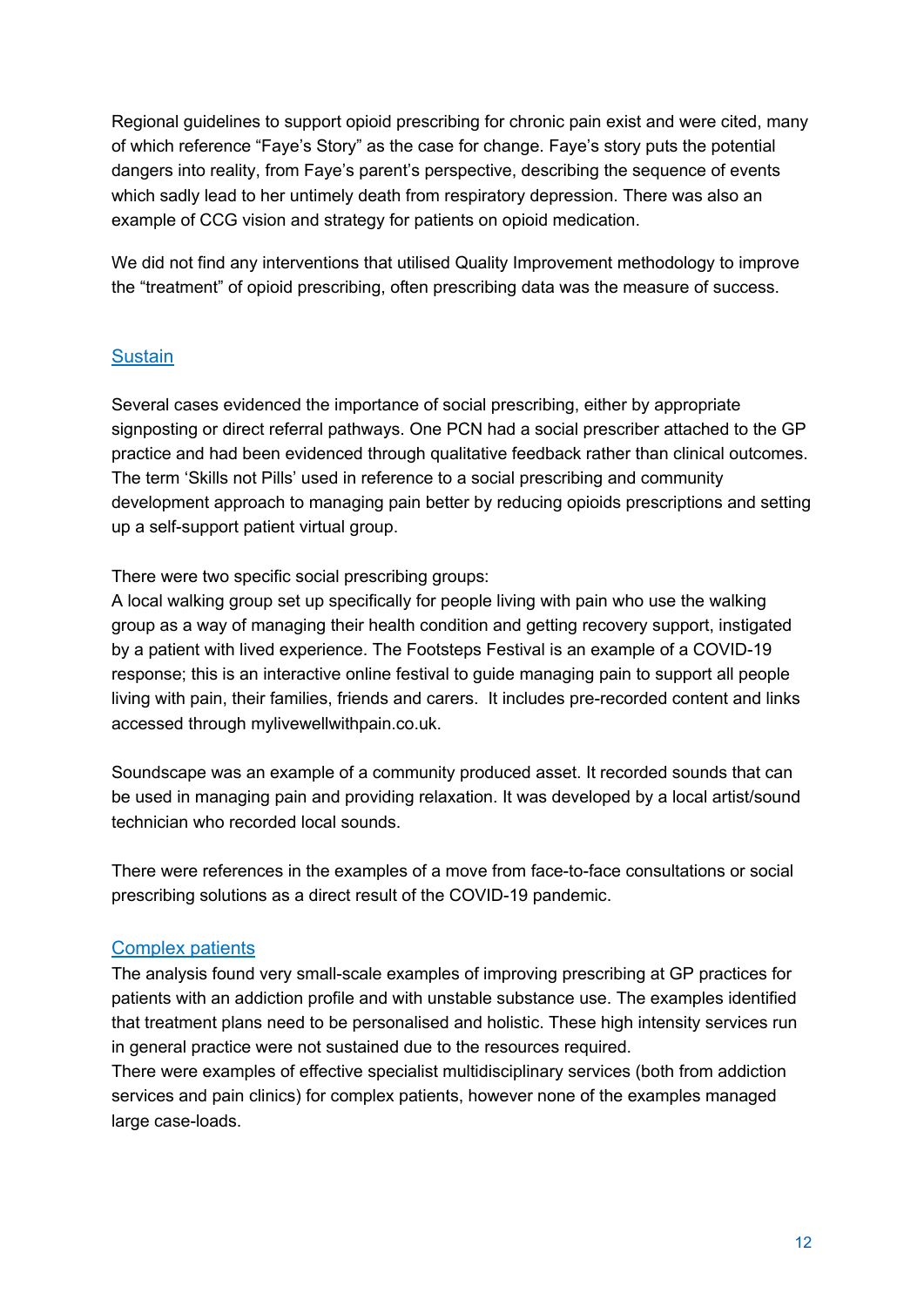Regional guidelines to support opioid prescribing for chronic pain exist and were cited, many of which reference "Faye's Story" as the case for change. Faye's story puts the potential dangers into reality, from Faye's parent's perspective, describing the sequence of events which sadly lead to her untimely death from respiratory depression. There was also an example of CCG vision and strategy for patients on opioid medication.

We did not find any interventions that utilised Quality Improvement methodology to improve the "treatment" of opioid prescribing, often prescribing data was the measure of success.

## Sustain

Several cases evidenced the importance of social prescribing, either by appropriate signposting or direct referral pathways. One PCN had a social prescriber attached to the GP practice and had been evidenced through qualitative feedback rather than clinical outcomes. The term 'Skills not Pills' used in reference to a social prescribing and community development approach to managing pain better by reducing opioids prescriptions and setting up a self-support patient virtual group.

There were two specific social prescribing groups:
A local walking group set up specifically for people living with pain who use the walking group as a way of managing their health condition and getting recovery support, instigated by a patient with lived experience. The Footsteps Festival is an example of a COVID-19 response; this is an interactive online festival to guide managing pain to support all people living with pain, their families, friends and carers. It includes pre-recorded content and links accessed through mylivewellwithpain.co.uk.

Soundscape was an example of a community produced asset. It recorded sounds that can be used in managing pain and providing relaxation. It was developed by a local artist/sound technician who recorded local sounds.

There were references in the examples of a move from face-to-face consultations or social prescribing solutions as a direct result of the COVID-19 pandemic.

## Complex patients

The analysis found very small-scale examples of improving prescribing at GP practices for patients with an addiction profile and with unstable substance use. The examples identified that treatment plans need to be personalised and holistic. These high intensity services run in general practice were not sustained due to the resources required.
There were examples of effective specialist multidisciplinary services (both from addiction services and pain clinics) for complex patients, however none of the examples managed large case-loads.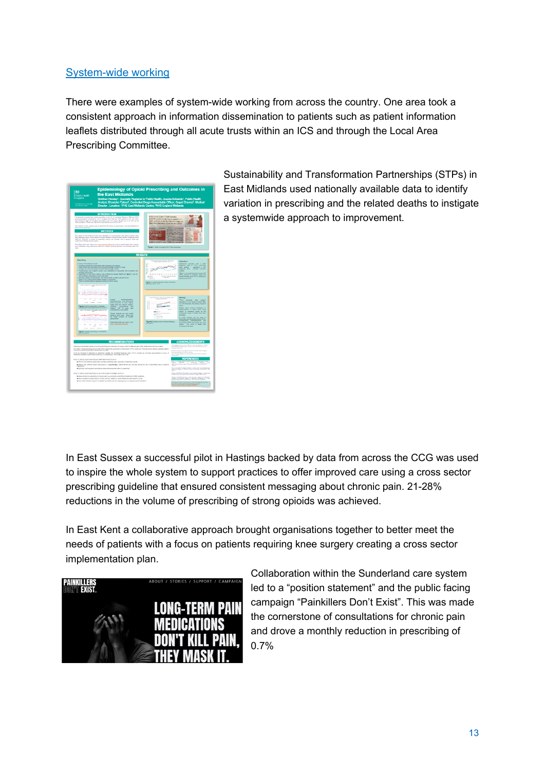## System-wide working

There were examples of system-wide working from across the country. One area took a consistent approach in information dissemination to patients such as patient information leaflets distributed through all acute trusts within an ICS and through the Local Area Prescribing Committee.

Sustainability and Transformation Partnerships (STPs) in East Midlands used nationally available data to identify variation in prescribing and the related deaths to instigate a systemwide approach to improvement.

In East Sussex a successful pilot in Hastings backed by data from across the CCG was used to inspire the whole system to support practices to offer improved care using a cross sector prescribing guideline that ensured consistent messaging about chronic pain. 21-28% reductions in the volume of prescribing of strong opioids was achieved.

In East Kent a collaborative approach brought organisations together to better meet the needs of patients with a focus on patients requiring knee surgery creating a cross sector implementation plan.

Collaboration within the Sunderland care system led to a "position statement" and the public facing campaign "Painkillers Don't Exist". This was made the cornerstone of consultations for chronic pain and drove a monthly reduction in prescribing of 0.7%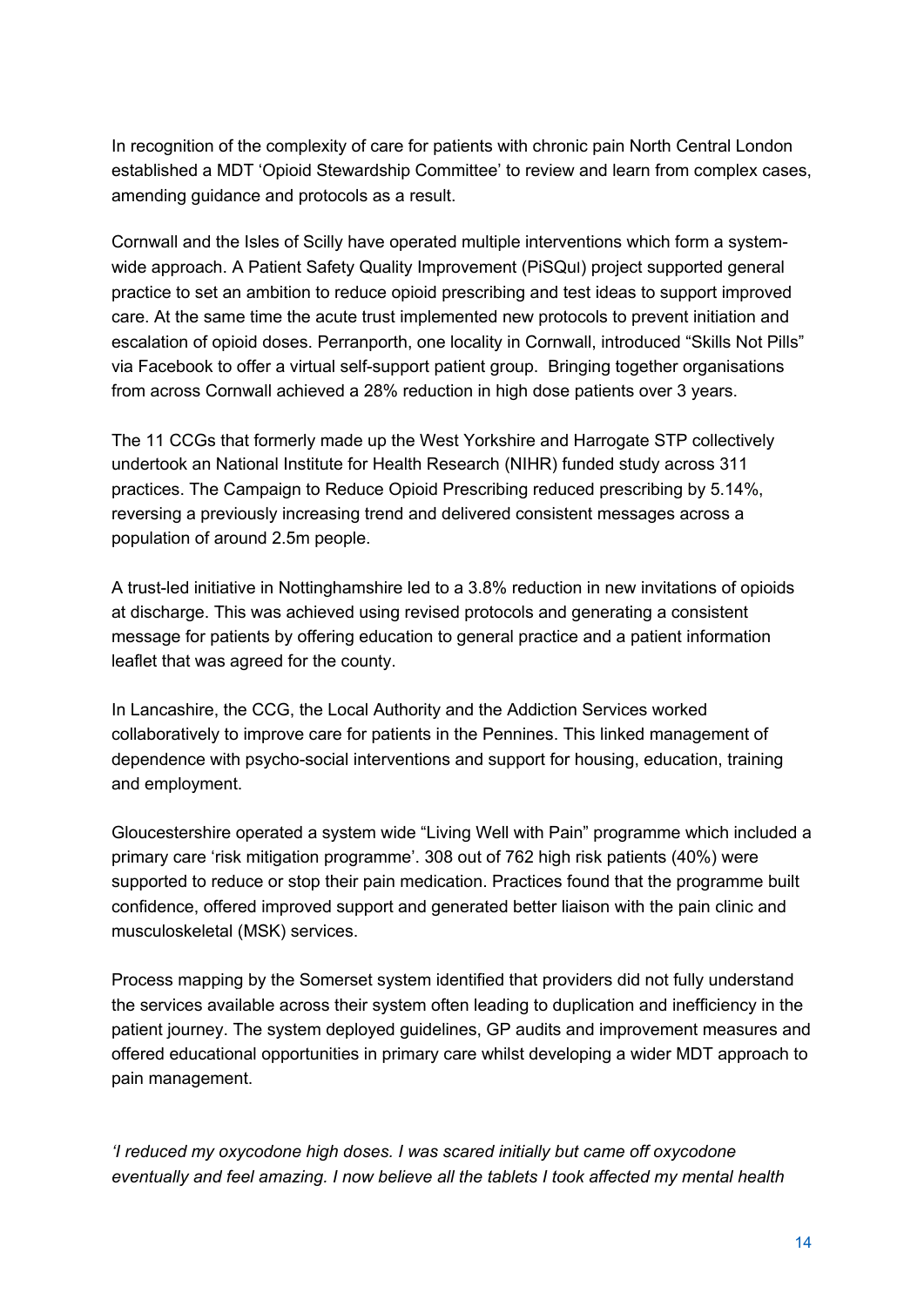In recognition of the complexity of care for patients with chronic pain North Central London established a MDT 'Opioid Stewardship Committee' to review and learn from complex cases, amending guidance and protocols as a result.

Cornwall and the Isles of Scilly have operated multiple interventions which form a system-wide approach. A Patient Safety Quality Improvement (PiSQuI) project supported general practice to set an ambition to reduce opioid prescribing and test ideas to support improved care. At the same time the acute trust implemented new protocols to prevent initiation and escalation of opioid doses. Perranporth, one locality in Cornwall, introduced "Skills Not Pills" via Facebook to offer a virtual self-support patient group. Bringing together organisations from across Cornwall achieved a 28% reduction in high dose patients over 3 years.

The 11 CCGs that formerly made up the West Yorkshire and Harrogate STP collectively undertook an National Institute for Health Research (NIHR) funded study across 311 practices. The Campaign to Reduce Opioid Prescribing reduced prescribing by 5.14%, reversing a previously increasing trend and delivered consistent messages across a population of around 2.5m people.

A trust-led initiative in Nottinghamshire led to a 3.8% reduction in new invitations of opioids at discharge. This was achieved using revised protocols and generating a consistent message for patients by offering education to general practice and a patient information leaflet that was agreed for the county.

In Lancashire, the CCG, the Local Authority and the Addiction Services worked collaboratively to improve care for patients in the Pennines. This linked management of dependence with psycho-social interventions and support for housing, education, training and employment.

Gloucestershire operated a system wide "Living Well with Pain" programme which included a primary care 'risk mitigation programme'. 308 out of 762 high risk patients (40%) were supported to reduce or stop their pain medication. Practices found that the programme built confidence, offered improved support and generated better liaison with the pain clinic and musculoskeletal (MSK) services.

Process mapping by the Somerset system identified that providers did not fully understand the services available across their system often leading to duplication and inefficiency in the patient journey. The system deployed guidelines, GP audits and improvement measures and offered educational opportunities in primary care whilst developing a wider MDT approach to pain management.

*'I reduced my oxycodone high doses. I was scared initially but came off oxycodone eventually and feel amazing. I now believe all the tablets I took affected my mental health*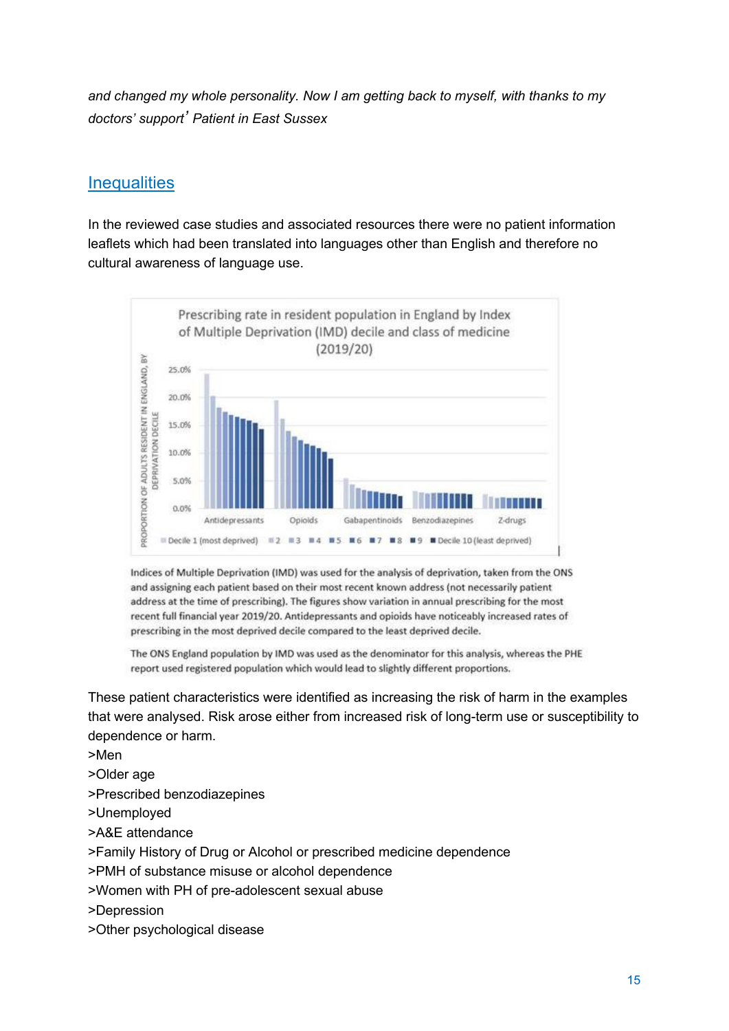*and changed my whole personality. Now I am getting back to myself, with thanks to my doctors' support' Patient in East Sussex*

## Inequalities

In the reviewed case studies and associated resources there were no patient information leaflets which had been translated into languages other than English and therefore no cultural awareness of language use.

Prescribing rate in resident population in England by Index of Multiple Deprivation (IMD) decile and class of medicine (2019/20)

PROPORTION OF ADULTS RESIDENT IN ENGLAND, BY DEPRIVATION DECILE

25.0%
20.0%
15.0%
10.0%
5.0%
0.0%

Antidepressants
Opioids
Gabapentinoids
Benzodiazepines
Z-drugs

Decile 1 (most deprived) 2 3 4 5 6 7 8 9 Decile 10 (least deprived)

Indices of Multiple Deprivation (IMD) was used for the analysis of deprivation, taken from the ONS and assigning each patient based on their most recent known address (not necessarily patient address at the time of prescribing). The figures show variation in annual prescribing for the most recent full financial year 2019/20. Antidepressants and opioids have noticeably increased rates of prescribing in the most deprived decile compared to the least deprived decile.

The ONS England population by IMD was used as the denominator for this analysis, whereas the PHE report used registered population which would lead to slightly different proportions.

These patient characteristics were identified as increasing the risk of harm in the examples that were analysed. Risk arose either from increased risk of long-term use or susceptibility to dependence or harm.

>Men
>Older age
>Prescribed benzodiazepines
>Unemployed
>A&E attendance
>Family History of Drug or Alcohol or prescribed medicine dependence
>PMH of substance misuse or alcohol dependence
>Women with PH of pre-adolescent sexual abuse
>Depression
>Other psychological disease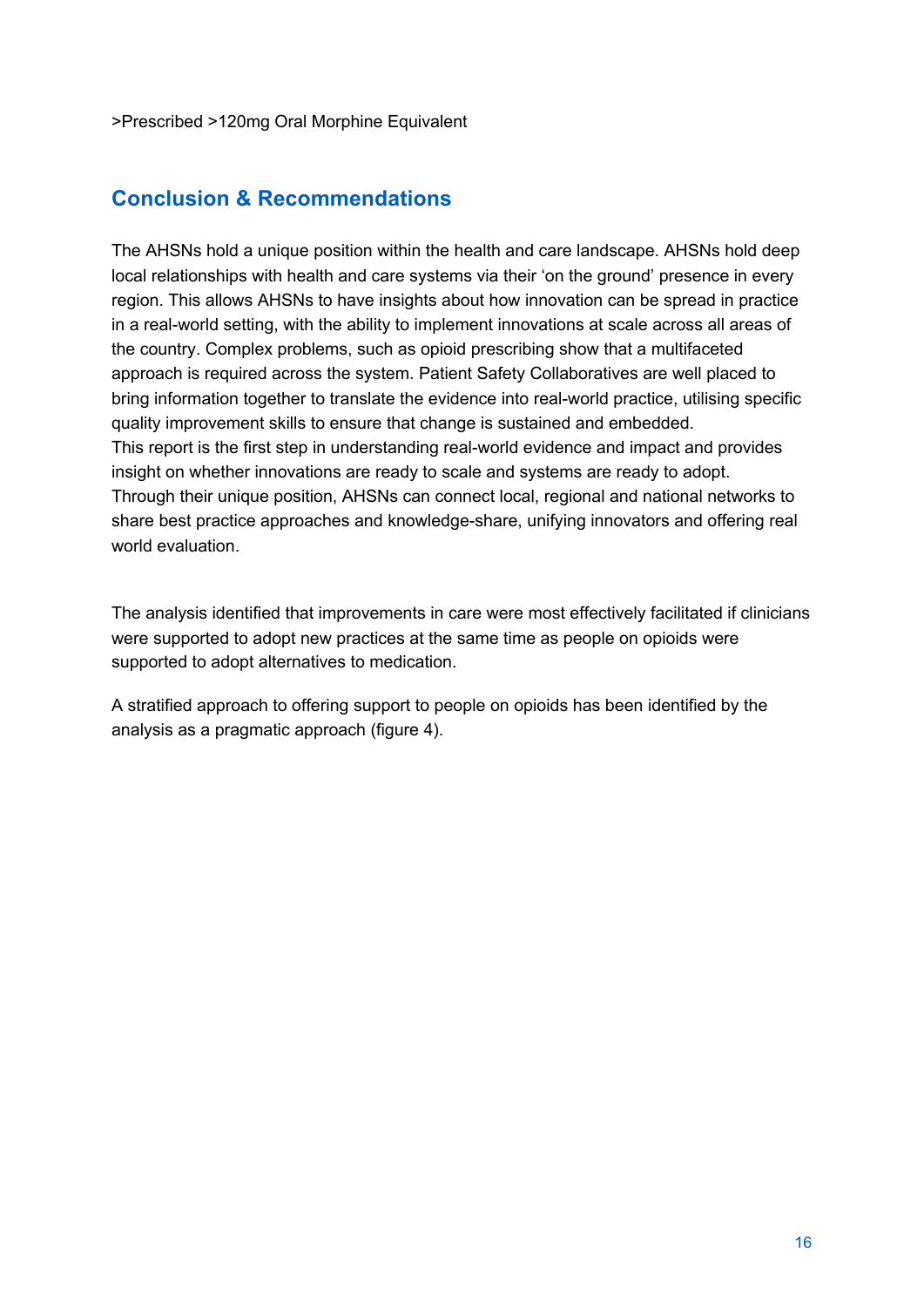>Prescribed >120mg Oral Morphine Equivalent

## Conclusion & Recommendations

The AHSNs hold a unique position within the health and care landscape. AHSNs hold deep local relationships with health and care systems via their 'on the ground' presence in every region. This allows AHSNs to have insights about how innovation can be spread in practice in a real-world setting, with the ability to implement innovations at scale across all areas of the country. Complex problems, such as opioid prescribing show that a multifaceted approach is required across the system. Patient Safety Collaboratives are well placed to bring information together to translate the evidence into real-world practice, utilising specific quality improvement skills to ensure that change is sustained and embedded.
This report is the first step in understanding real-world evidence and impact and provides insight on whether innovations are ready to scale and systems are ready to adopt.
Through their unique position, AHSNs can connect local, regional and national networks to share best practice approaches and knowledge-share, unifying innovators and offering real world evaluation.

The analysis identified that improvements in care were most effectively facilitated if clinicians were supported to adopt new practices at the same time as people on opioids were supported to adopt alternatives to medication.

A stratified approach to offering support to people on opioids has been identified by the analysis as a pragmatic approach (figure 4).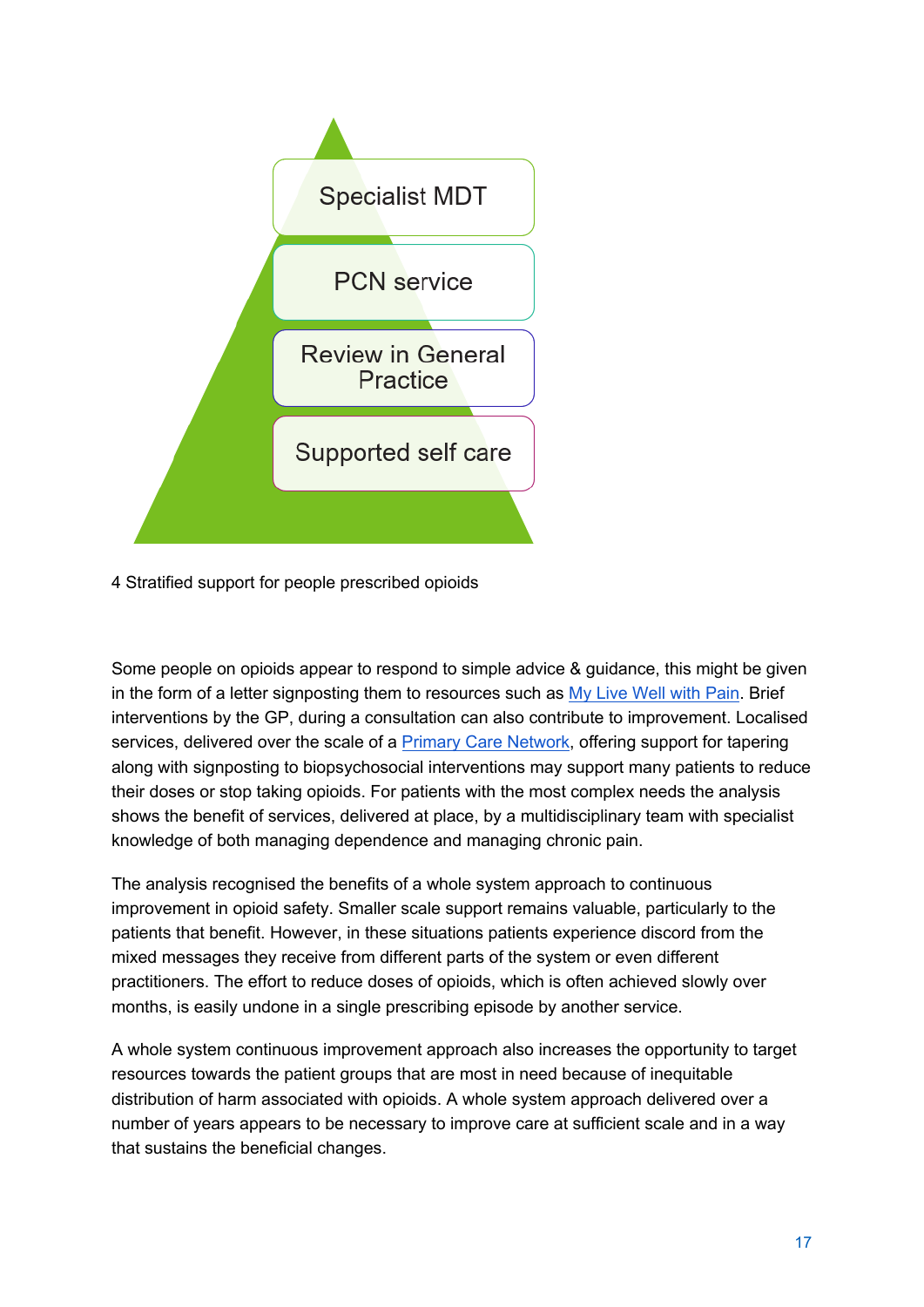Specialist MDT

PCN service

Review in General Practice

Supported self care

4 Stratified support for people prescribed opioids

Some people on opioids appear to respond to simple advice & guidance, this might be given in the form of a letter signposting them to resources such as [My Live Well with Pain](). Brief interventions by the GP, during a consultation can also contribute to improvement. Localised services, delivered over the scale of a [Primary Care Network](), offering support for tapering along with signposting to biopsychosocial interventions may support many patients to reduce their doses or stop taking opioids. For patients with the most complex needs the analysis shows the benefit of services, delivered at place, by a multidisciplinary team with specialist knowledge of both managing dependence and managing chronic pain.

The analysis recognised the benefits of a whole system approach to continuous improvement in opioid safety. Smaller scale support remains valuable, particularly to the patients that benefit. However, in these situations patients experience discord from the mixed messages they receive from different parts of the system or even different practitioners. The effort to reduce doses of opioids, which is often achieved slowly over months, is easily undone in a single prescribing episode by another service.

A whole system continuous improvement approach also increases the opportunity to target resources towards the patient groups that are most in need because of inequitable distribution of harm associated with opioids. A whole system approach delivered over a number of years appears to be necessary to improve care at sufficient scale and in a way that sustains the beneficial changes.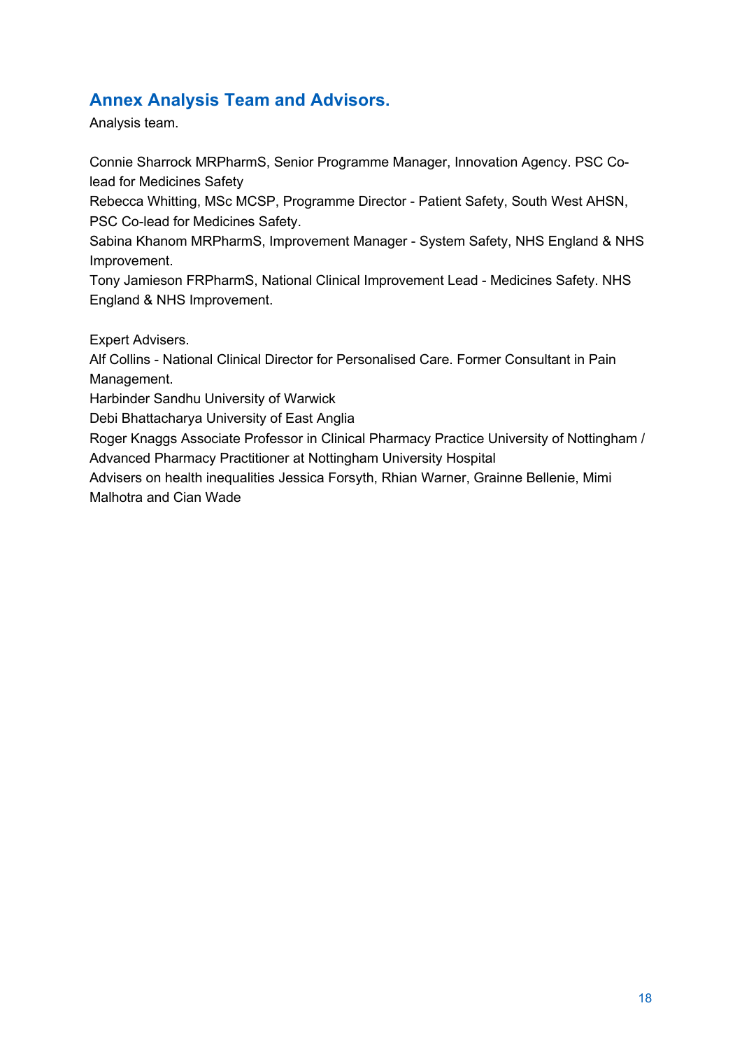## Annex Analysis Team and Advisors.

Analysis team.

Connie Sharrock MRPharmS, Senior Programme Manager, Innovation Agency. PSC Co-lead for Medicines Safety
Rebecca Whitting, MSc MCSP, Programme Director - Patient Safety, South West AHSN, PSC Co-lead for Medicines Safety.
Sabina Khanom MRPharmS, Improvement Manager - System Safety, NHS England & NHS Improvement.
Tony Jamieson FRPharmS, National Clinical Improvement Lead - Medicines Safety. NHS England & NHS Improvement.

Expert Advisers.
Alf Collins - National Clinical Director for Personalised Care. Former Consultant in Pain Management.
Harbinder Sandhu University of Warwick
Debi Bhattacharya University of East Anglia
Roger Knaggs Associate Professor in Clinical Pharmacy Practice University of Nottingham / Advanced Pharmacy Practitioner at Nottingham University Hospital
Advisers on health inequalities Jessica Forsyth, Rhian Warner, Grainne Bellenie, Mimi Malhotra and Cian Wade